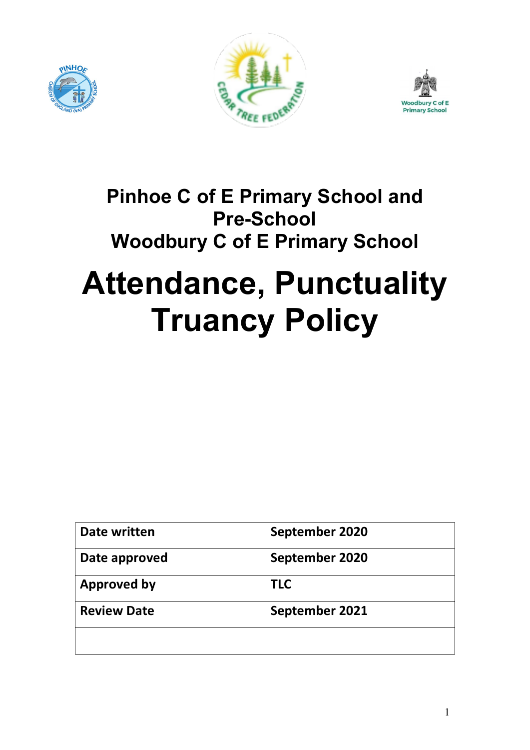# Pinhoe C of E Primary School and Pre-School
# Woodbury C of E Primary School

# Attendance, Punctuality Truancy Policy

| Date written | September 2020 |
|---|---|
| Date approved | September 2020 |
| Approved by | TLC |
| Review Date | September 2021 |
| | |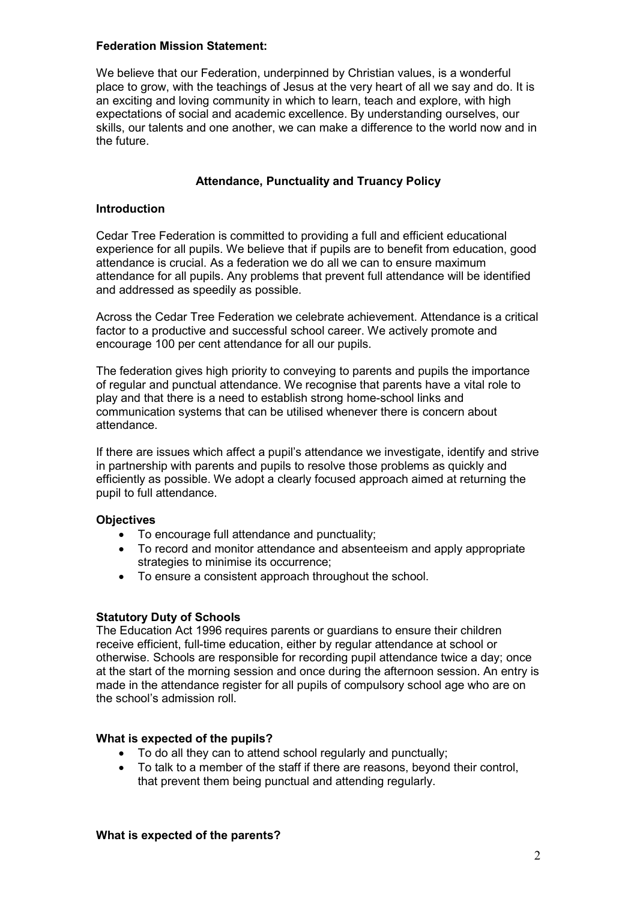**Federation Mission Statement:**

We believe that our Federation, underpinned by Christian values, is a wonderful place to grow, with the teachings of Jesus at the very heart of all we say and do. It is an exciting and loving community in which to learn, teach and explore, with high expectations of social and academic excellence. By understanding ourselves, our skills, our talents and one another, we can make a difference to the world now and in the future.

## Attendance, Punctuality and Truancy Policy

### Introduction

Cedar Tree Federation is committed to providing a full and efficient educational experience for all pupils. We believe that if pupils are to benefit from education, good attendance is crucial. As a federation we do all we can to ensure maximum attendance for all pupils. Any problems that prevent full attendance will be identified and addressed as speedily as possible.

Across the Cedar Tree Federation we celebrate achievement. Attendance is a critical factor to a productive and successful school career. We actively promote and encourage 100 per cent attendance for all our pupils.

The federation gives high priority to conveying to parents and pupils the importance of regular and punctual attendance. We recognise that parents have a vital role to play and that there is a need to establish strong home-school links and communication systems that can be utilised whenever there is concern about attendance.

If there are issues which affect a pupil's attendance we investigate, identify and strive in partnership with parents and pupils to resolve those problems as quickly and efficiently as possible. We adopt a clearly focused approach aimed at returning the pupil to full attendance.

### Objectives

- To encourage full attendance and punctuality;
- To record and monitor attendance and absenteeism and apply appropriate strategies to minimise its occurrence;
- To ensure a consistent approach throughout the school.

### Statutory Duty of Schools

The Education Act 1996 requires parents or guardians to ensure their children receive efficient, full-time education, either by regular attendance at school or otherwise. Schools are responsible for recording pupil attendance twice a day; once at the start of the morning session and once during the afternoon session. An entry is made in the attendance register for all pupils of compulsory school age who are on the school's admission roll.

### What is expected of the pupils?

- To do all they can to attend school regularly and punctually;
- To talk to a member of the staff if there are reasons, beyond their control, that prevent them being punctual and attending regularly.

### What is expected of the parents?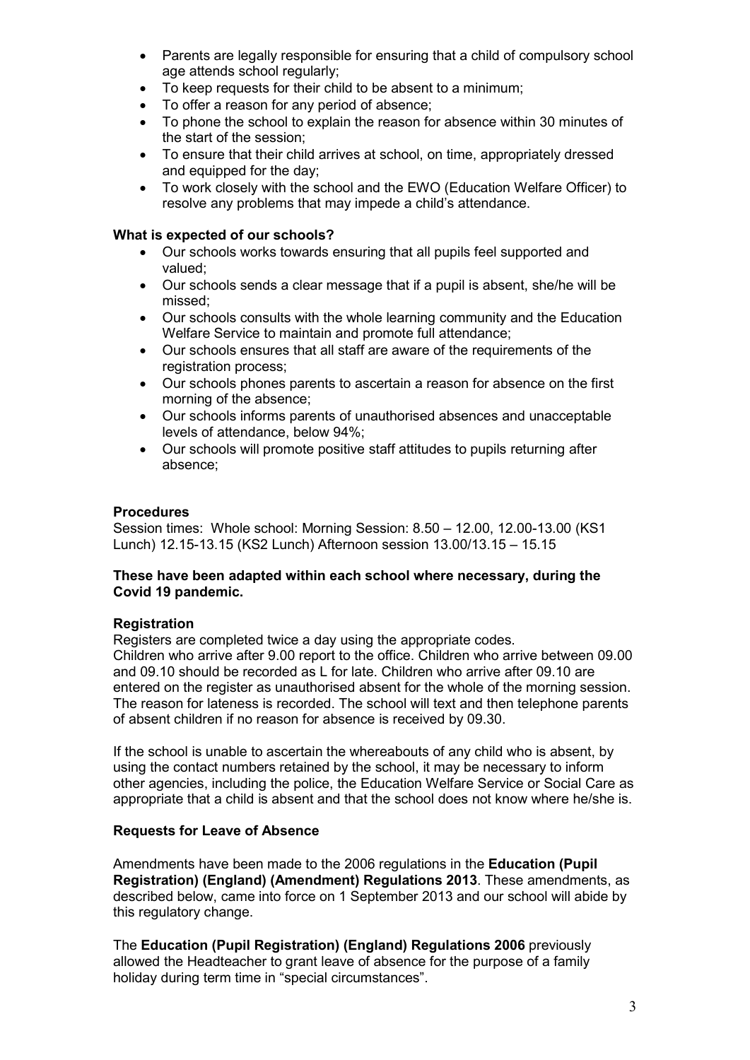- Parents are legally responsible for ensuring that a child of compulsory school age attends school regularly;
- To keep requests for their child to be absent to a minimum;
- To offer a reason for any period of absence;
- To phone the school to explain the reason for absence within 30 minutes of the start of the session;
- To ensure that their child arrives at school, on time, appropriately dressed and equipped for the day;
- To work closely with the school and the EWO (Education Welfare Officer) to resolve any problems that may impede a child's attendance.

**What is expected of our schools?**

- Our schools works towards ensuring that all pupils feel supported and valued;
- Our schools sends a clear message that if a pupil is absent, she/he will be missed;
- Our schools consults with the whole learning community and the Education Welfare Service to maintain and promote full attendance;
- Our schools ensures that all staff are aware of the requirements of the registration process;
- Our schools phones parents to ascertain a reason for absence on the first morning of the absence;
- Our schools informs parents of unauthorised absences and unacceptable levels of attendance, below 94%;
- Our schools will promote positive staff attitudes to pupils returning after absence;

**Procedures**

Session times: Whole school: Morning Session: 8.50 – 12.00, 12.00-13.00 (KS1 Lunch) 12.15-13.15 (KS2 Lunch) Afternoon session 13.00/13.15 – 15.15

**These have been adapted within each school where necessary, during the Covid 19 pandemic.**

**Registration**

Registers are completed twice a day using the appropriate codes.
Children who arrive after 9.00 report to the office. Children who arrive between 09.00 and 09.10 should be recorded as L for late. Children who arrive after 09.10 are entered on the register as unauthorised absent for the whole of the morning session. The reason for lateness is recorded. The school will text and then telephone parents of absent children if no reason for absence is received by 09.30.

If the school is unable to ascertain the whereabouts of any child who is absent, by using the contact numbers retained by the school, it may be necessary to inform other agencies, including the police, the Education Welfare Service or Social Care as appropriate that a child is absent and that the school does not know where he/she is.

**Requests for Leave of Absence**

Amendments have been made to the 2006 regulations in the **Education (Pupil Registration) (England) (Amendment) Regulations 2013**. These amendments, as described below, came into force on 1 September 2013 and our school will abide by this regulatory change.

The **Education (Pupil Registration) (England) Regulations 2006** previously allowed the Headteacher to grant leave of absence for the purpose of a family holiday during term time in "special circumstances".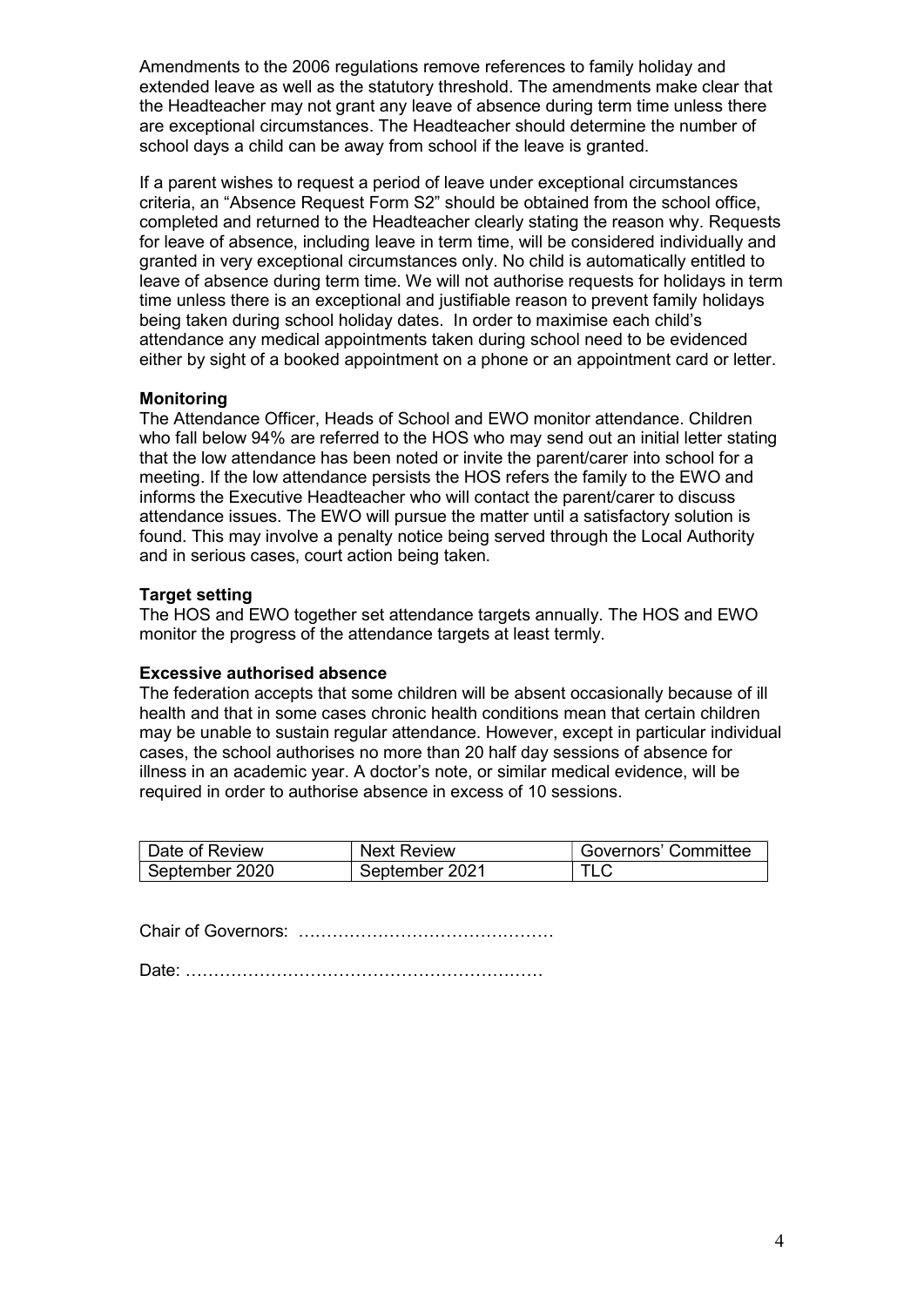Amendments to the 2006 regulations remove references to family holiday and extended leave as well as the statutory threshold. The amendments make clear that the Headteacher may not grant any leave of absence during term time unless there are exceptional circumstances. The Headteacher should determine the number of school days a child can be away from school if the leave is granted.

If a parent wishes to request a period of leave under exceptional circumstances criteria, an "Absence Request Form S2" should be obtained from the school office, completed and returned to the Headteacher clearly stating the reason why. Requests for leave of absence, including leave in term time, will be considered individually and granted in very exceptional circumstances only. No child is automatically entitled to leave of absence during term time. We will not authorise requests for holidays in term time unless there is an exceptional and justifiable reason to prevent family holidays being taken during school holiday dates. In order to maximise each child's attendance any medical appointments taken during school need to be evidenced either by sight of a booked appointment on a phone or an appointment card or letter.

**Monitoring**
The Attendance Officer, Heads of School and EWO monitor attendance. Children who fall below 94% are referred to the HOS who may send out an initial letter stating that the low attendance has been noted or invite the parent/carer into school for a meeting. If the low attendance persists the HOS refers the family to the EWO and informs the Executive Headteacher who will contact the parent/carer to discuss attendance issues. The EWO will pursue the matter until a satisfactory solution is found. This may involve a penalty notice being served through the Local Authority and in serious cases, court action being taken.

**Target setting**
The HOS and EWO together set attendance targets annually. The HOS and EWO monitor the progress of the attendance targets at least termly.

**Excessive authorised absence**
The federation accepts that some children will be absent occasionally because of ill health and that in some cases chronic health conditions mean that certain children may be unable to sustain regular attendance. However, except in particular individual cases, the school authorises no more than 20 half day sessions of absence for illness in an academic year. A doctor's note, or similar medical evidence, will be required in order to authorise absence in excess of 10 sessions.

| Date of Review | Next Review | Governors' Committee |
|---|---|---|
| September 2020 | September 2021 | TLC |

Chair of Governors: ……………………………………

Date: ……………………………………………………